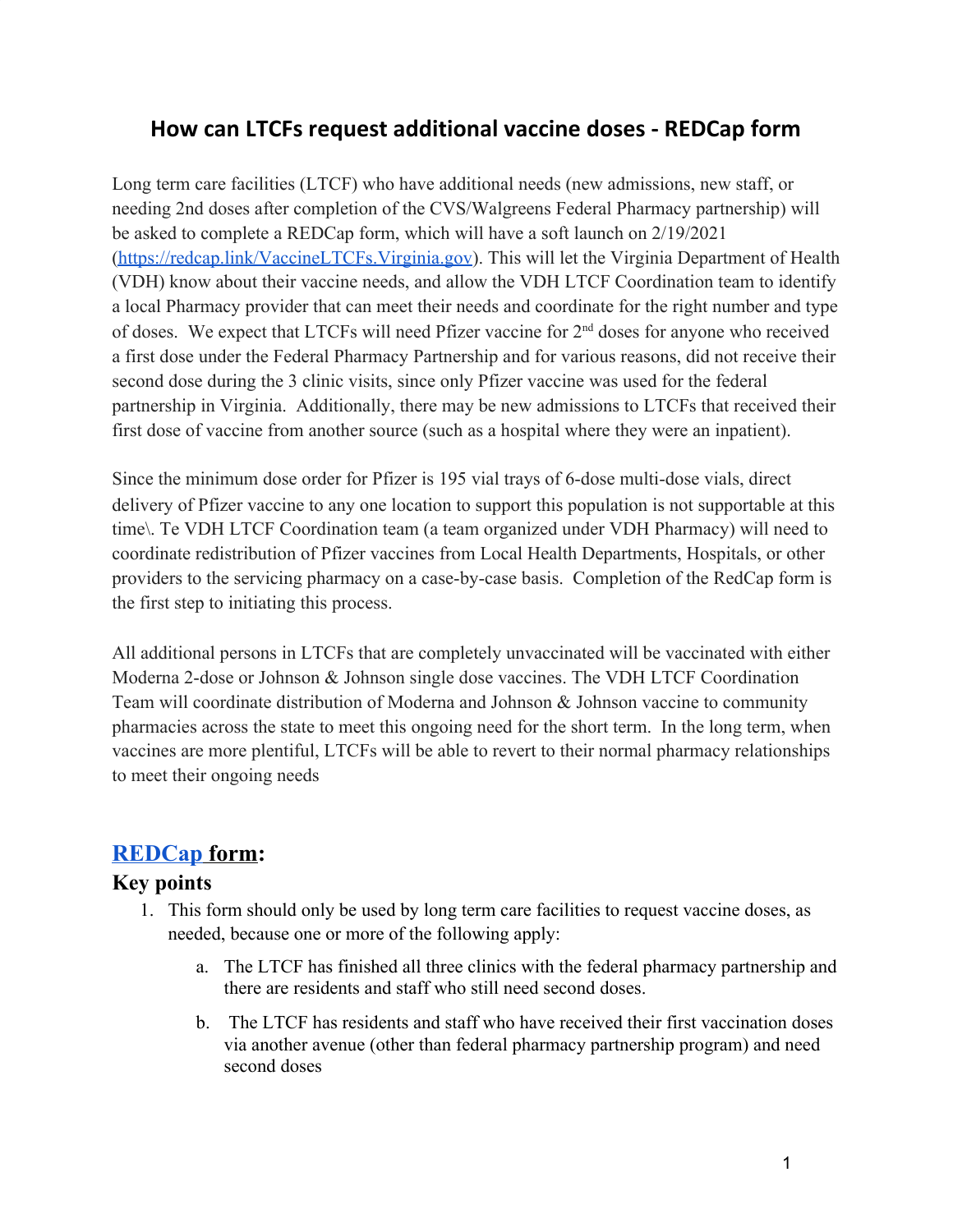# How can LTCFs request additional vaccine doses - REDCap form

Long term care facilities (LTCF) who have additional needs (new admissions, new staff, or needing 2nd doses after completion of the CVS/Walgreens Federal Pharmacy partnership) will be asked to complete a REDCap form, which will have a soft launch on 2/19/2021 (https://redcap.link/VaccineLTCFs.Virginia.gov). This will let the Virginia Department of Health (VDH) know about their vaccine needs, and allow the VDH LTCF Coordination team to identify a local Pharmacy provider that can meet their needs and coordinate for the right number and type of doses. We expect that LTCFs will need Pfizer vaccine for 2nd doses for anyone who received a first dose under the Federal Pharmacy Partnership and for various reasons, did not receive their second dose during the 3 clinic visits, since only Pfizer vaccine was used for the federal partnership in Virginia. Additionally, there may be new admissions to LTCFs that received their first dose of vaccine from another source (such as a hospital where they were an inpatient).

Since the minimum dose order for Pfizer is 195 vial trays of 6-dose multi-dose vials, direct delivery of Pfizer vaccine to any one location to support this population is not supportable at this time\. Te VDH LTCF Coordination team (a team organized under VDH Pharmacy) will need to coordinate redistribution of Pfizer vaccines from Local Health Departments, Hospitals, or other providers to the servicing pharmacy on a case-by-case basis. Completion of the RedCap form is the first step to initiating this process.

All additional persons in LTCFs that are completely unvaccinated will be vaccinated with either Moderna 2-dose or Johnson & Johnson single dose vaccines. The VDH LTCF Coordination Team will coordinate distribution of Moderna and Johnson & Johnson vaccine to community pharmacies across the state to meet this ongoing need for the short term. In the long term, when vaccines are more plentiful, LTCFs will be able to revert to their normal pharmacy relationships to meet their ongoing needs

## REDCap form:

### Key points

1. This form should only be used by long term care facilities to request vaccine doses, as needed, because one or more of the following apply:
    a. The LTCF has finished all three clinics with the federal pharmacy partnership and there are residents and staff who still need second doses.
    b. The LTCF has residents and staff who have received their first vaccination doses via another avenue (other than federal pharmacy partnership program) and need second doses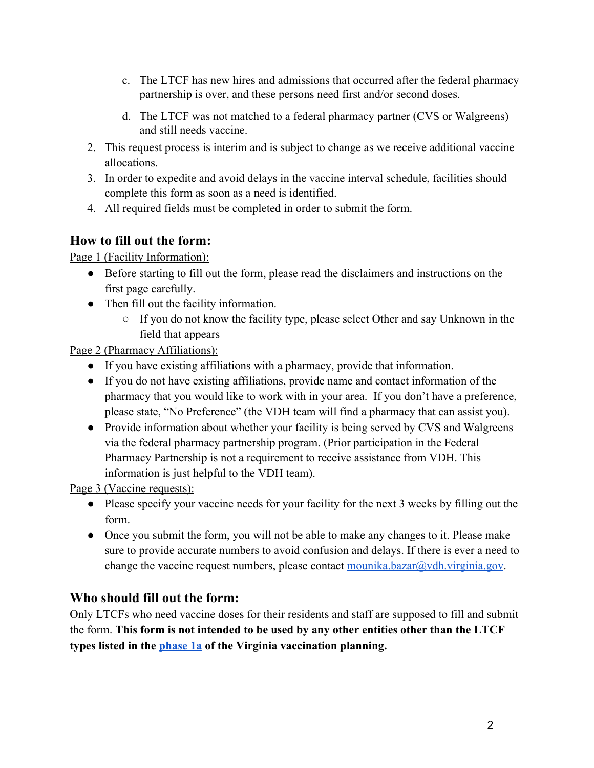c. The LTCF has new hires and admissions that occurred after the federal pharmacy partnership is over, and these persons need first and/or second doses.

d. The LTCF was not matched to a federal pharmacy partner (CVS or Walgreens) and still needs vaccine.

2. This request process is interim and is subject to change as we receive additional vaccine allocations.
3. In order to expedite and avoid delays in the vaccine interval schedule, facilities should complete this form as soon as a need is identified.
4. All required fields must be completed in order to submit the form.

## How to fill out the form:

Page 1 (Facility Information):

- Before starting to fill out the form, please read the disclaimers and instructions on the first page carefully.
- Then fill out the facility information.
  - If you do not know the facility type, please select Other and say Unknown in the field that appears

Page 2 (Pharmacy Affiliations):

- If you have existing affiliations with a pharmacy, provide that information.
- If you do not have existing affiliations, provide name and contact information of the pharmacy that you would like to work with in your area. If you don't have a preference, please state, "No Preference" (the VDH team will find a pharmacy that can assist you).
- Provide information about whether your facility is being served by CVS and Walgreens via the federal pharmacy partnership program. (Prior participation in the Federal Pharmacy Partnership is not a requirement to receive assistance from VDH. This information is just helpful to the VDH team).

Page 3 (Vaccine requests):

- Please specify your vaccine needs for your facility for the next 3 weeks by filling out the form.
- Once you submit the form, you will not be able to make any changes to it. Please make sure to provide accurate numbers to avoid confusion and delays. If there is ever a need to change the vaccine request numbers, please contact mounika.bazar@vdh.virginia.gov.

## Who should fill out the form:

Only LTCFs who need vaccine doses for their residents and staff are supposed to fill and submit the form. **This form is not intended to be used by any other entities other than the LTCF types listed in the phase 1a of the Virginia vaccination planning.**